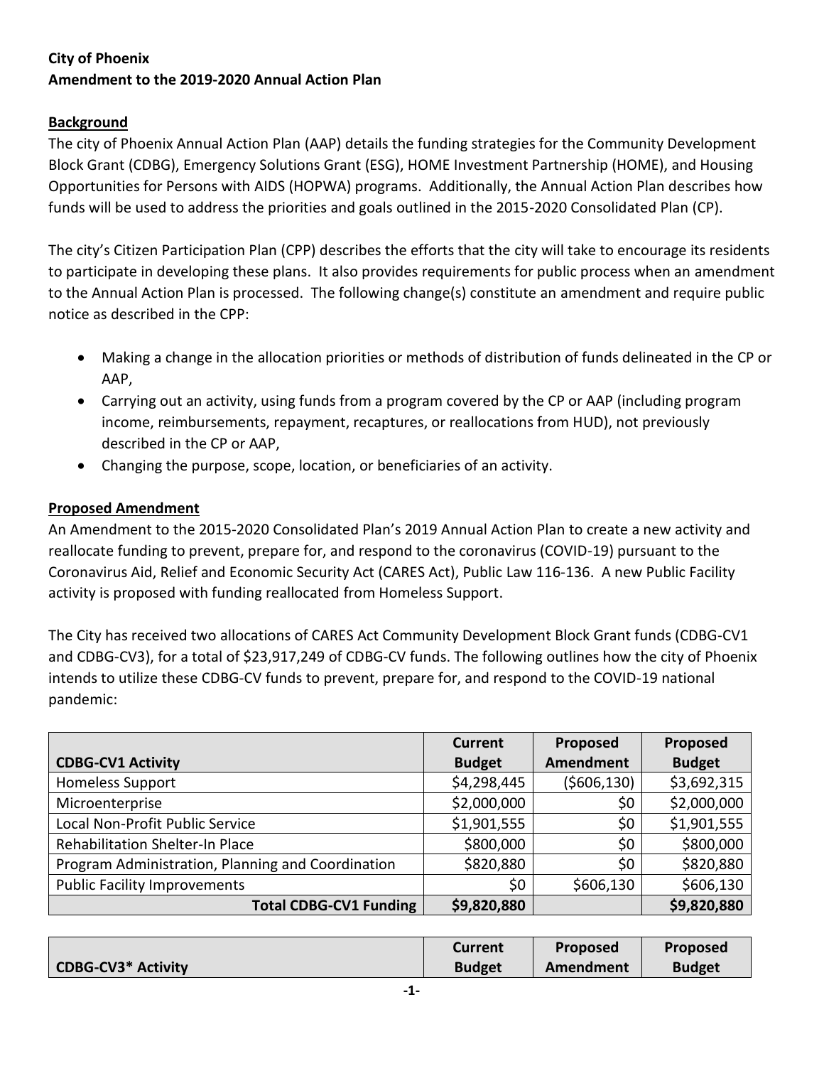**City of Phoenix**
**Amendment to the 2019-2020 Annual Action Plan**

## Background

The city of Phoenix Annual Action Plan (AAP) details the funding strategies for the Community Development Block Grant (CDBG), Emergency Solutions Grant (ESG), HOME Investment Partnership (HOME), and Housing Opportunities for Persons with AIDS (HOPWA) programs. Additionally, the Annual Action Plan describes how funds will be used to address the priorities and goals outlined in the 2015-2020 Consolidated Plan (CP).

The city's Citizen Participation Plan (CPP) describes the efforts that the city will take to encourage its residents to participate in developing these plans. It also provides requirements for public process when an amendment to the Annual Action Plan is processed. The following change(s) constitute an amendment and require public notice as described in the CPP:

- Making a change in the allocation priorities or methods of distribution of funds delineated in the CP or AAP,
- Carrying out an activity, using funds from a program covered by the CP or AAP (including program income, reimbursements, repayment, recaptures, or reallocations from HUD), not previously described in the CP or AAP,
- Changing the purpose, scope, location, or beneficiaries of an activity.

## Proposed Amendment

An Amendment to the 2015-2020 Consolidated Plan's 2019 Annual Action Plan to create a new activity and reallocate funding to prevent, prepare for, and respond to the coronavirus (COVID-19) pursuant to the Coronavirus Aid, Relief and Economic Security Act (CARES Act), Public Law 116-136. A new Public Facility activity is proposed with funding reallocated from Homeless Support.

The City has received two allocations of CARES Act Community Development Block Grant funds (CDBG-CV1 and CDBG-CV3), for a total of $23,917,249 of CDBG-CV funds. The following outlines how the city of Phoenix intends to utilize these CDBG-CV funds to prevent, prepare for, and respond to the COVID-19 national pandemic:

| CDBG-CV1 Activity | Current Budget | Proposed Amendment | Proposed Budget |
|---|---|---|---|
| Homeless Support | $4,298,445 | ($606,130) | $3,692,315 |
| Microenterprise | $2,000,000 | $0 | $2,000,000 |
| Local Non-Profit Public Service | $1,901,555 | $0 | $1,901,555 |
| Rehabilitation Shelter-In Place | $800,000 | $0 | $800,000 |
| Program Administration, Planning and Coordination | $820,880 | $0 | $820,880 |
| Public Facility Improvements | $0 | $606,130 | $606,130 |
| **Total CDBG-CV1 Funding** | **$9,820,880** | | **$9,820,880** |

| CDBG-CV3* Activity | Current Budget | Proposed Amendment | Proposed Budget |
|---|---|---|---|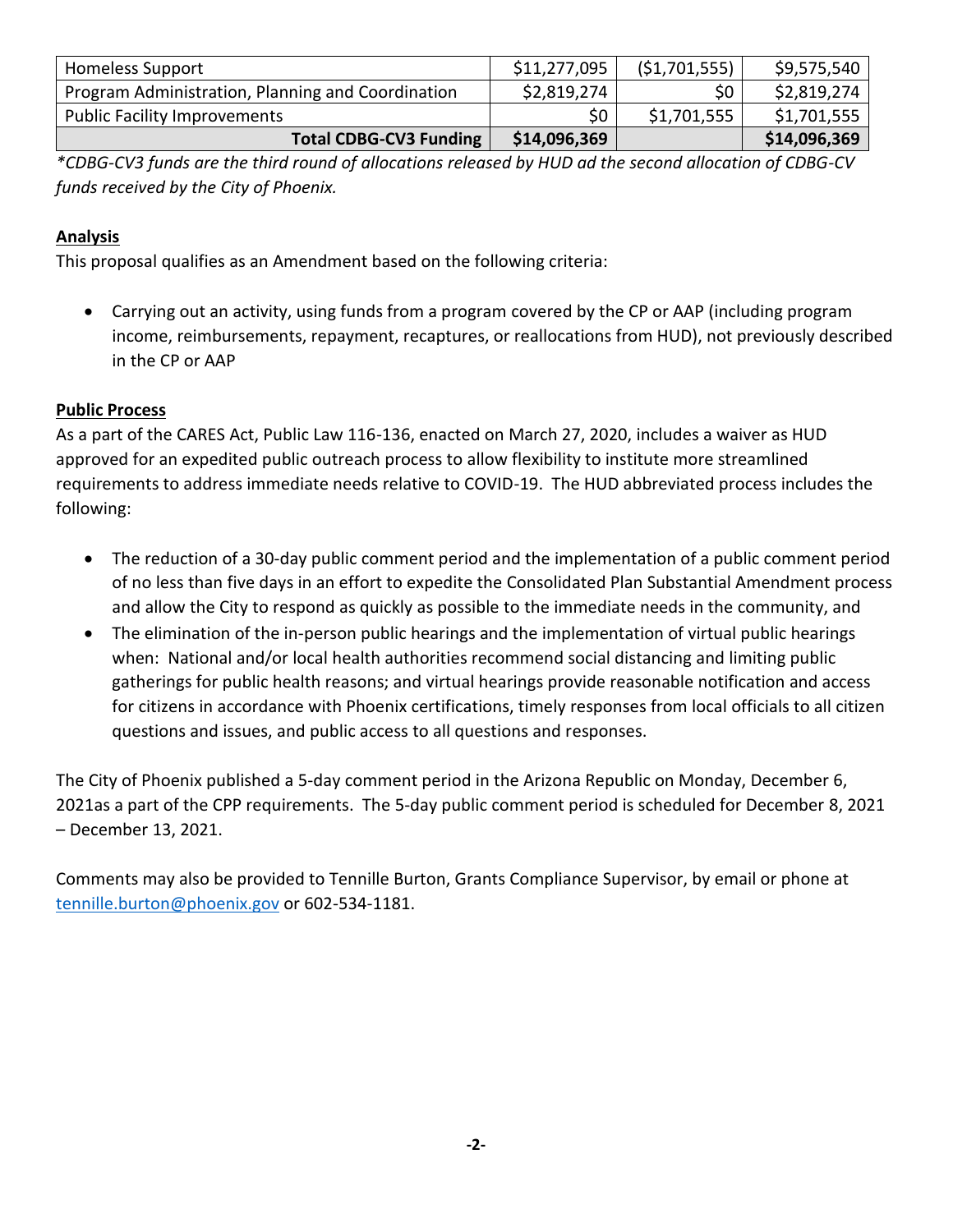| | | | |
|---|---|---|---|
| Homeless Support | $11,277,095 | ($1,701,555) | $9,575,540 |
| Program Administration, Planning and Coordination | $2,819,274 | $0 | $2,819,274 |
| Public Facility Improvements | $0 | $1,701,555 | $1,701,555 |
| **Total CDBG-CV3 Funding** | **$14,096,369** | | **$14,096,369** |

*\*CDBG-CV3 funds are the third round of allocations released by HUD ad the second allocation of CDBG-CV funds received by the City of Phoenix.*

**Analysis**

This proposal qualifies as an Amendment based on the following criteria:

- Carrying out an activity, using funds from a program covered by the CP or AAP (including program income, reimbursements, repayment, recaptures, or reallocations from HUD), not previously described in the CP or AAP

**Public Process**

As a part of the CARES Act, Public Law 116-136, enacted on March 27, 2020, includes a waiver as HUD approved for an expedited public outreach process to allow flexibility to institute more streamlined requirements to address immediate needs relative to COVID-19. The HUD abbreviated process includes the following:

- The reduction of a 30-day public comment period and the implementation of a public comment period of no less than five days in an effort to expedite the Consolidated Plan Substantial Amendment process and allow the City to respond as quickly as possible to the immediate needs in the community, and
- The elimination of the in-person public hearings and the implementation of virtual public hearings when: National and/or local health authorities recommend social distancing and limiting public gatherings for public health reasons; and virtual hearings provide reasonable notification and access for citizens in accordance with Phoenix certifications, timely responses from local officials to all citizen questions and issues, and public access to all questions and responses.

The City of Phoenix published a 5-day comment period in the Arizona Republic on Monday, December 6, 2021as a part of the CPP requirements. The 5-day public comment period is scheduled for December 8, 2021 – December 13, 2021.

Comments may also be provided to Tennille Burton, Grants Compliance Supervisor, by email or phone at tennille.burton@phoenix.gov or 602-534-1181.